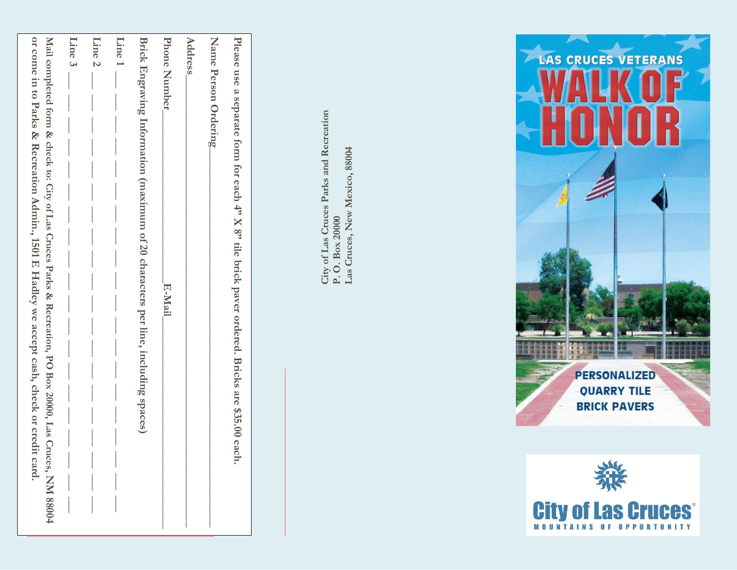Please use a separate form for each 4" X 8" tile brick paver ordered. Bricks are $35.00 each.

Name Person Ordering\_\_\_\_\_\_\_\_\_\_\_\_\_\_\_\_\_\_\_\_\_\_\_\_\_\_\_\_\_\_\_\_\_\_\_\_\_\_\_\_\_\_\_\_\_\_\_\_\_\_

Address\_\_\_\_\_\_\_\_\_\_\_\_\_\_\_\_\_\_\_\_\_\_\_\_\_\_\_\_\_\_\_\_\_\_\_\_\_\_\_\_\_\_\_\_\_\_\_\_\_\_\_\_\_\_\_\_\_\_\_\_\_\_

Phone Number\_\_\_\_\_\_\_\_\_\_\_\_\_\_\_\_\_\_\_\_\_\_\_\_\_\_\_ E-Mail\_\_\_\_\_\_\_\_\_\_\_\_\_\_\_\_\_\_\_\_\_\_\_\_\_\_\_\_

Brick Engraving Information (maximum of 20 characters per line, including spaces)

Line 1 \_\_ \_\_ \_\_ \_\_ \_\_ \_\_ \_\_ \_\_ \_\_ \_\_ \_\_ \_\_ \_\_ \_\_ \_\_ \_\_ \_\_ \_\_ \_\_ \_\_

Line 2 \_\_ \_\_ \_\_ \_\_ \_\_ \_\_ \_\_ \_\_ \_\_ \_\_ \_\_ \_\_ \_\_ \_\_ \_\_ \_\_ \_\_ \_\_ \_\_ \_\_

Line 3 \_\_ \_\_ \_\_ \_\_ \_\_ \_\_ \_\_ \_\_ \_\_ \_\_ \_\_ \_\_ \_\_ \_\_ \_\_ \_\_ \_\_ \_\_ \_\_ \_\_

Mail completed form & check to: City of Las Cruces Parks & Recreation, PO Box 2000, Las Cruces, NM 88004 or come in to Parks & Recreation Admin., 1501 E Hadley we accept cash, check or credit card.

City of Las Cruces Parks and Recreation
P. O. Box 20000
Las Cruces, New Mexico, 88004

# LAS CRUCES VETERANS WALK OF HONOR

## PERSONALIZED QUARRY TILE BRICK PAVERS

City of Las Cruces®
MOUNTAINS OF OPPORTUNITY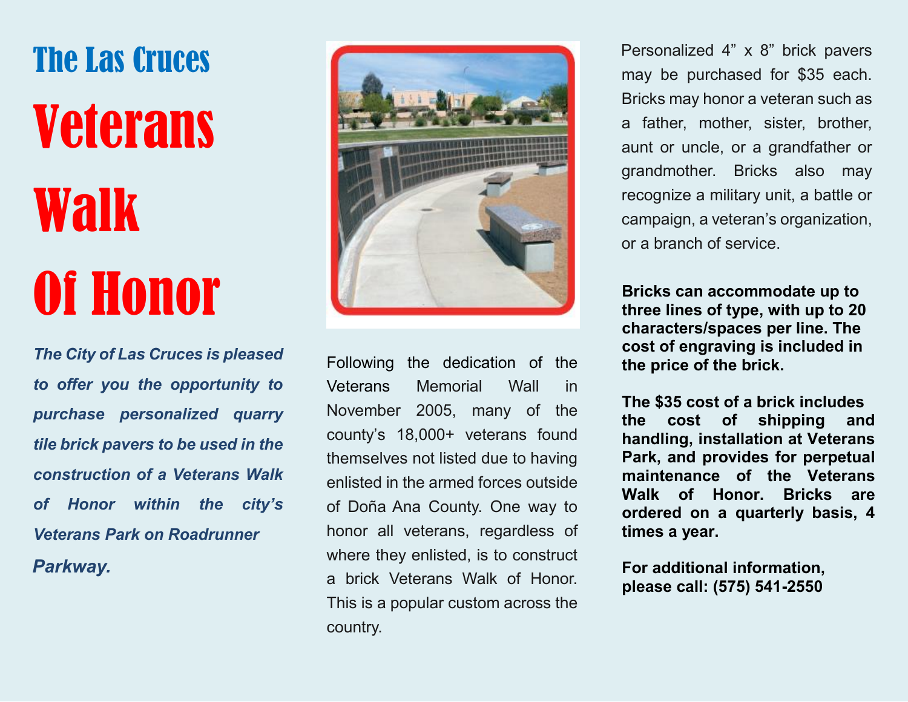# The Las Cruces Veterans Walk Of Honor

***The City of Las Cruces is pleased to offer you the opportunity to purchase personalized quarry tile brick pavers to be used in the construction of a Veterans Walk of Honor within the city's Veterans Park on Roadrunner Parkway.***

Following the dedication of the Veterans Memorial Wall in November 2005, many of the county's 18,000+ veterans found themselves not listed due to having enlisted in the armed forces outside of Doña Ana County. One way to honor all veterans, regardless of where they enlisted, is to construct a brick Veterans Walk of Honor. This is a popular custom across the country.

Personalized 4" x 8" brick pavers may be purchased for $35 each. Bricks may honor a veteran such as a father, mother, sister, brother, aunt or uncle, or a grandfather or grandmother. Bricks also may recognize a military unit, a battle or campaign, a veteran's organization, or a branch of service.

**Bricks can accommodate up to three lines of type, with up to 20 characters/spaces per line. The cost of engraving is included in the price of the brick.**

**The $35 cost of a brick includes the cost of shipping and handling, installation at Veterans Park, and provides for perpetual maintenance of the Veterans Walk of Honor. Bricks are ordered on a quarterly basis, 4 times a year.**

**For additional information, please call: (575) 541-2550**